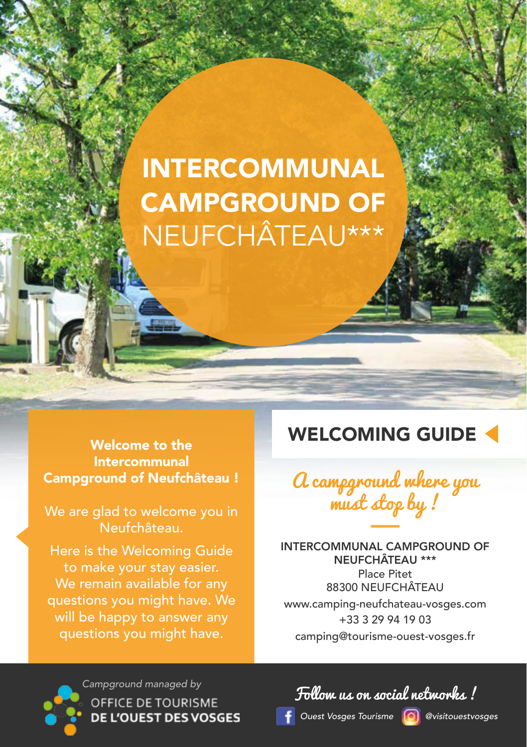# INTERCOMMUNAL CAMPGROUND OF NEUFCHÂTEAU***

**Welcome to the Intercommunal Campground of Neufchâteau !**

We are glad to welcome you in Neufchâteau.

Here is the Welcoming Guide to make your stay easier. We remain available for any questions you might have. We will be happy to answer any questions you might have.

## WELCOMING GUIDE

*A campground where you must stop by !*

INTERCOMMUNAL CAMPGROUND OF NEUFCHÂTEAU ***
Place Pitet
88300 NEUFCHÂTEAU
www.camping-neufchateau-vosges.com
+33 3 29 94 19 03
camping@tourisme-ouest-vosges.fr

*Campground managed by*
OFFICE DE TOURISME
**DE L'OUEST DES VOSGES**

*Follow us on social networks !*

*Ouest Vosges Tourisme* *@visitouestvosges*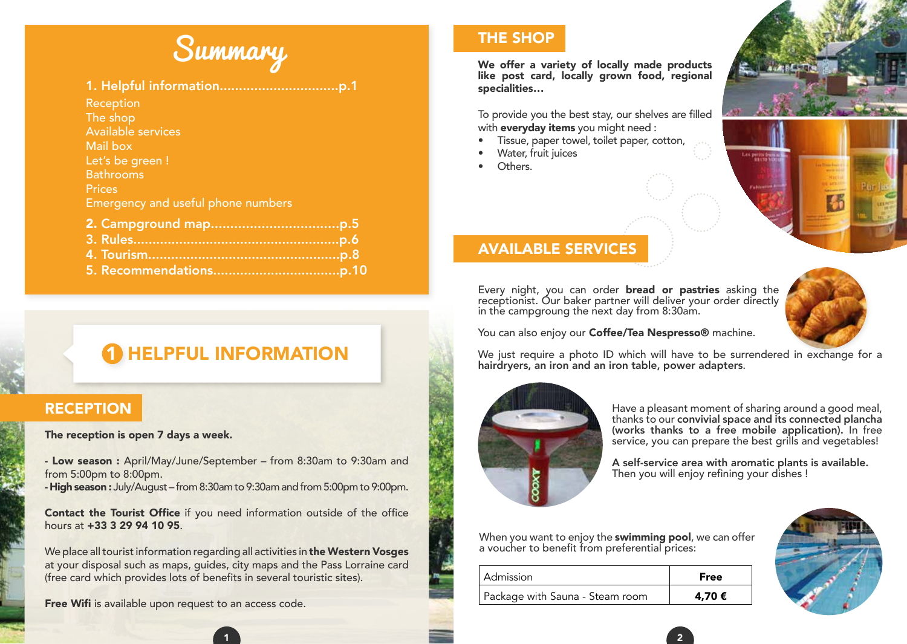# Summary

1. Helpful information...............................p.1

Reception
The shop
Available services
Mail box
Let's be green !
Bathrooms
Prices
Emergency and useful phone numbers

2. Campground map................................p.5
3. Rules....................................................p.6
4. Tourism.................................................p.8
5. Recommendations................................p.10

# 1 HELPFUL INFORMATION

## RECEPTION

**The reception is open 7 days a week.**

- **Low season :** April/May/June/September – from 8:30am to 9:30am and from 5:00pm to 8:00pm.
- **High season :** July/August – from 8:30am to 9:30am and from 5:00pm to 9:00pm.

**Contact the Tourist Office** if you need information outside of the office hours at **+33 3 29 94 10 95**.

We place all tourist information regarding all activities in **the Western Vosges** at your disposal such as maps, guides, city maps and the Pass Lorraine card (free card which provides lots of benefits in several touristic sites).

**Free Wifi** is available upon request to an access code.

## THE SHOP

**We offer a variety of locally made products like post card, locally grown food, regional specialities…**

To provide you the best stay, our shelves are filled with **everyday items** you might need :

- Tissue, paper towel, toilet paper, cotton,
- Water, fruit juices
- Others.

## AVAILABLE SERVICES

Every night, you can order **bread or pastries** asking the receptionist. Our baker partner will deliver your order directly in the campgroung the next day from 8:30am.

You can also enjoy our **Coffee/Tea Nespresso®** machine.

We just require a photo ID which will have to be surrendered in exchange for a **hairdryers, an iron and an iron table, power adapters**.

Have a pleasant moment of sharing around a good meal, thanks to our **convivial space and its connected plancha (works thanks to a free mobile application).** In free service, you can prepare the best grills and vegetables!

**A self-service area with aromatic plants is available.** Then you will enjoy refining your dishes !

When you want to enjoy the **swimming pool**, we can offer a voucher to benefit from preferential prices:

| Admission | **Free** |
|---|---|
| Package with Sauna - Steam room | **4,70 €** |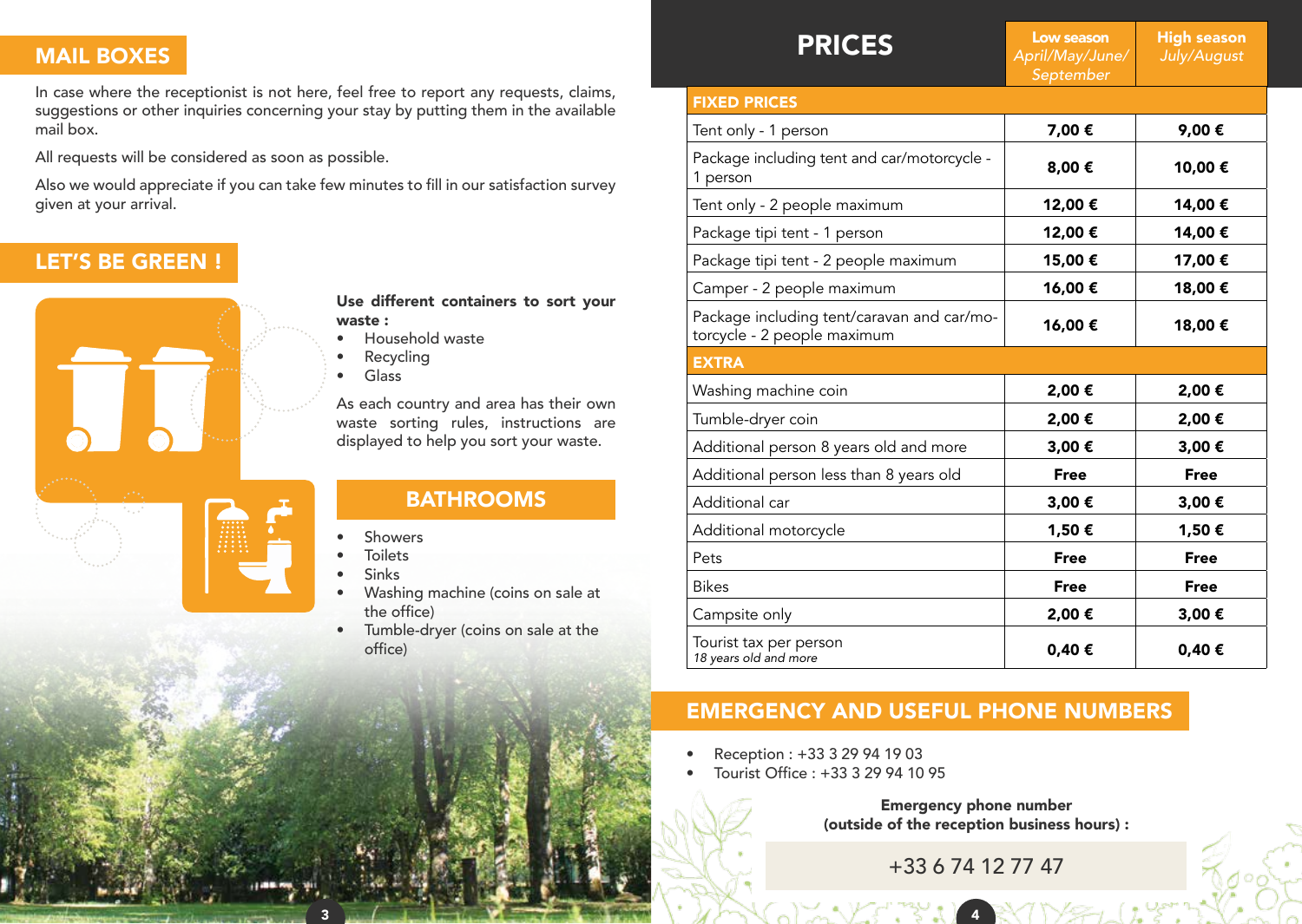## MAIL BOXES

In case where the receptionist is not here, feel free to report any requests, claims, suggestions or other inquiries concerning your stay by putting them in the available mail box.

All requests will be considered as soon as possible.

Also we would appreciate if you can take few minutes to fill in our satisfaction survey given at your arrival.

## LET'S BE GREEN !

**Use different containers to sort your waste :**

- Household waste
- Recycling
- Glass

As each country and area has their own waste sorting rules, instructions are displayed to help you sort your waste.

## BATHROOMS

- Showers
- Toilets
- Sinks
- Washing machine (coins on sale at the office)
- Tumble-dryer (coins on sale at the office)

## PRICES

| | Low season *April/May/June/ September* | High season *July/August* |
|---|---|---|
| **FIXED PRICES** | | |
| Tent only - 1 person | **7,00 €** | **9,00 €** |
| Package including tent and car/motorcycle - 1 person | **8,00 €** | **10,00 €** |
| Tent only - 2 people maximum | **12,00 €** | **14,00 €** |
| Package tipi tent - 1 person | **12,00 €** | **14,00 €** |
| Package tipi tent - 2 people maximum | **15,00 €** | **17,00 €** |
| Camper - 2 people maximum | **16,00 €** | **18,00 €** |
| Package including tent/caravan and car/motorcycle - 2 people maximum | **16,00 €** | **18,00 €** |
| **EXTRA** | | |
| Washing machine coin | **2,00 €** | **2,00 €** |
| Tumble-dryer coin | **2,00 €** | **2,00 €** |
| Additional person 8 years old and more | **3,00 €** | **3,00 €** |
| Additional person less than 8 years old | **Free** | **Free** |
| Additional car | **3,00 €** | **3,00 €** |
| Additional motorcycle | **1,50 €** | **1,50 €** |
| Pets | **Free** | **Free** |
| Bikes | **Free** | **Free** |
| Campsite only | **2,00 €** | **3,00 €** |
| Tourist tax per person *18 years old and more* | **0,40 €** | **0,40 €** |

## EMERGENCY AND USEFUL PHONE NUMBERS

- Reception : +33 3 29 94 19 03
- Tourist Office : +33 3 29 94 10 95

**Emergency phone number (outside of the reception business hours) :**

+33 6 74 12 77 47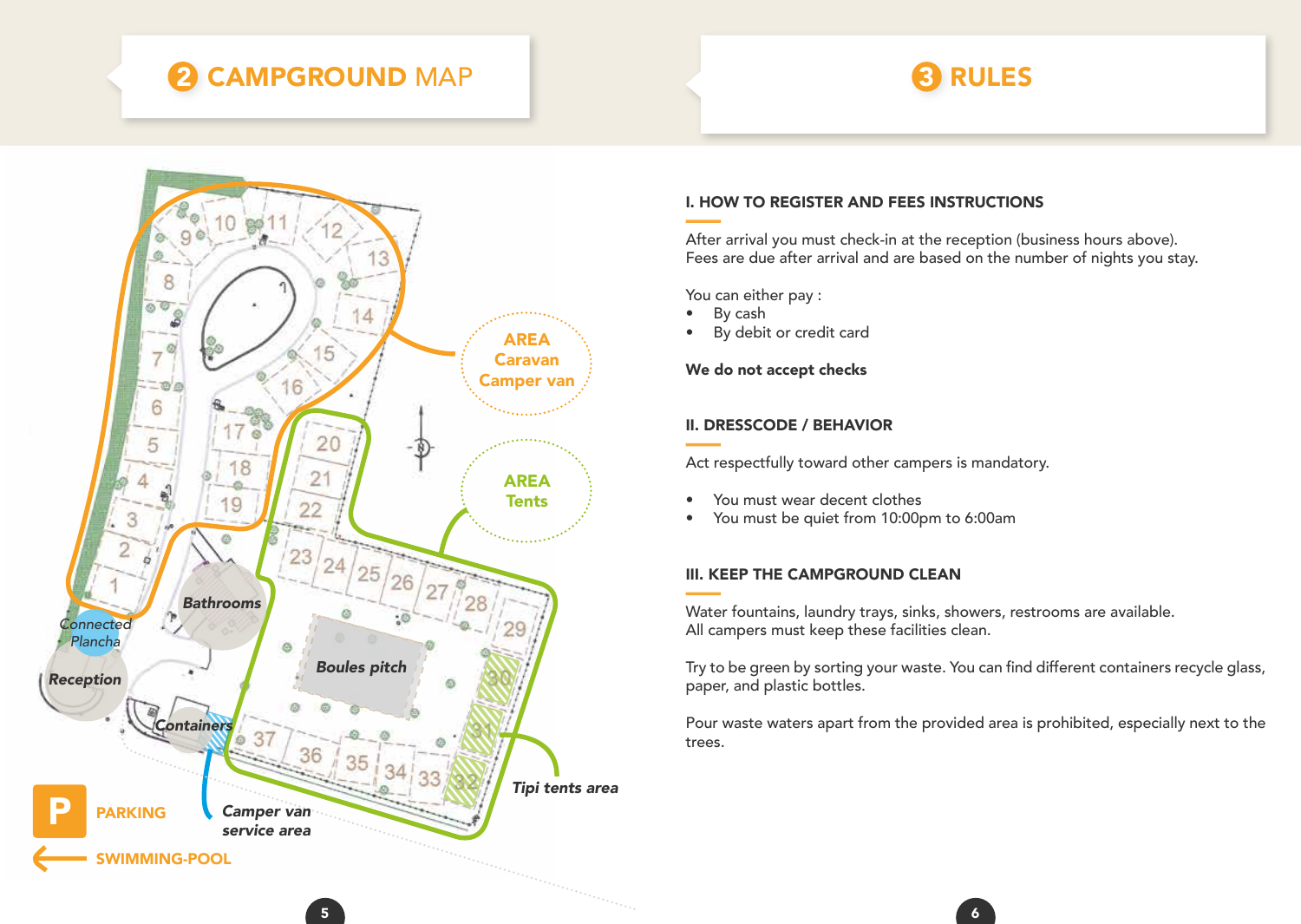## 2 CAMPGROUND MAP

AREA Caravan Camper van

AREA Tents

Bathrooms

Connected Plancha

Reception

Boules pitch

Containers

Tipi tents area

Camper van service area

P PARKING

SWIMMING-POOL

## 3 RULES

### I. HOW TO REGISTER AND FEES INSTRUCTIONS

After arrival you must check-in at the reception (business hours above).
Fees are due after arrival and are based on the number of nights you stay.

You can either pay :

- By cash
- By debit or credit card

**We do not accept checks**

### II. DRESSCODE / BEHAVIOR

Act respectfully toward other campers is mandatory.

- You must wear decent clothes
- You must be quiet from 10:00pm to 6:00am

### III. KEEP THE CAMPGROUND CLEAN

Water fountains, laundry trays, sinks, showers, restrooms are available.
All campers must keep these facilities clean.

Try to be green by sorting your waste. You can find different containers recycle glass, paper, and plastic bottles.

Pour waste waters apart from the provided area is prohibited, especially next to the trees.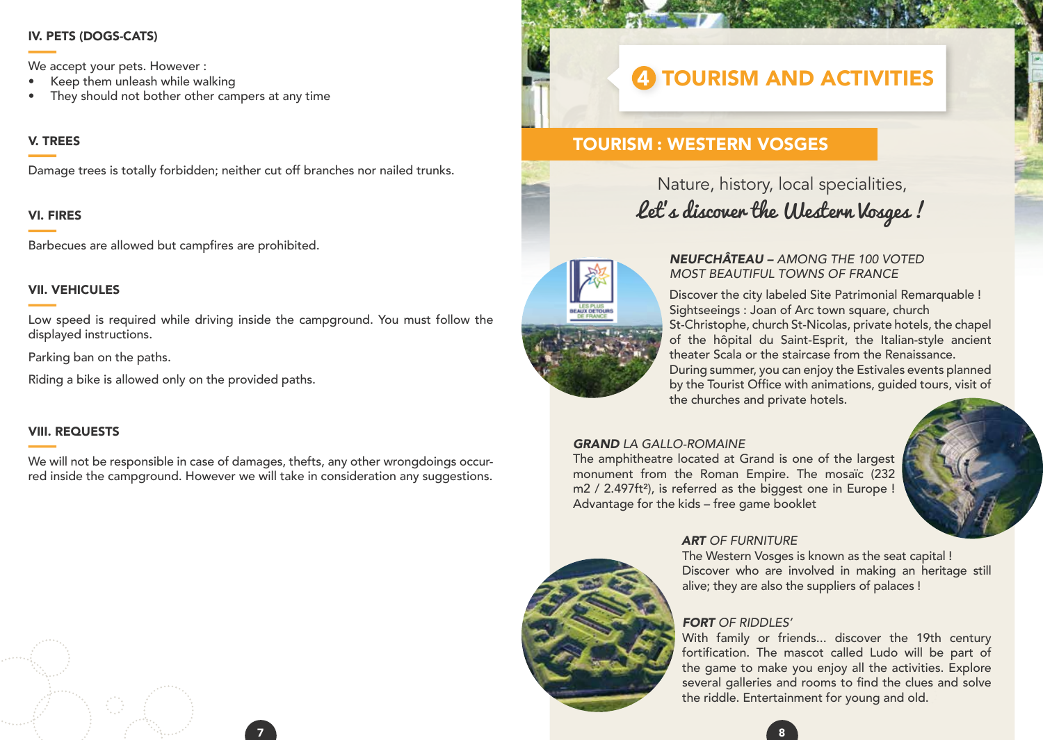### IV. PETS (DOGS-CATS)

We accept your pets. However :

- Keep them unleash while walking
- They should not bother other campers at any time

### V. TREES

Damage trees is totally forbidden; neither cut off branches nor nailed trunks.

### VI. FIRES

Barbecues are allowed but campfires are prohibited.

### VII. VEHICULES

Low speed is required while driving inside the campground. You must follow the displayed instructions.

Parking ban on the paths.

Riding a bike is allowed only on the provided paths.

### VIII. REQUESTS

We will not be responsible in case of damages, thefts, any other wrongdoings occurred inside the campground. However we will take in consideration any suggestions.

# 4 TOURISM AND ACTIVITIES

## TOURISM : WESTERN VOSGES

Nature, history, local specialities,

*Let's discover the Western Vosges !*

***NEUFCHÂTEAU** – AMONG THE 100 VOTED MOST BEAUTIFUL TOWNS OF FRANCE*

Discover the city labeled Site Patrimonial Remarquable ! Sightseeings : Joan of Arc town square, church St-Christophe, church St-Nicolas, private hotels, the chapel of the hôpital du Saint-Esprit, the Italian-style ancient theater Scala or the staircase from the Renaissance. During summer, you can enjoy the Estivales events planned by the Tourist Office with animations, guided tours, visit of the churches and private hotels.

***GRAND** LA GALLO-ROMAINE*

The amphitheatre located at Grand is one of the largest monument from the Roman Empire. The mosaïc (232 m2 / 2.497ft²), is referred as the biggest one in Europe ! Advantage for the kids – free game booklet

***ART** OF FURNITURE*

The Western Vosges is known as the seat capital ! Discover who are involved in making an heritage still alive; they are also the suppliers of palaces !

***FORT** OF RIDDLES'*

With family or friends... discover the 19th century fortification. The mascot called Ludo will be part of the game to make you enjoy all the activities. Explore several galleries and rooms to find the clues and solve the riddle. Entertainment for young and old.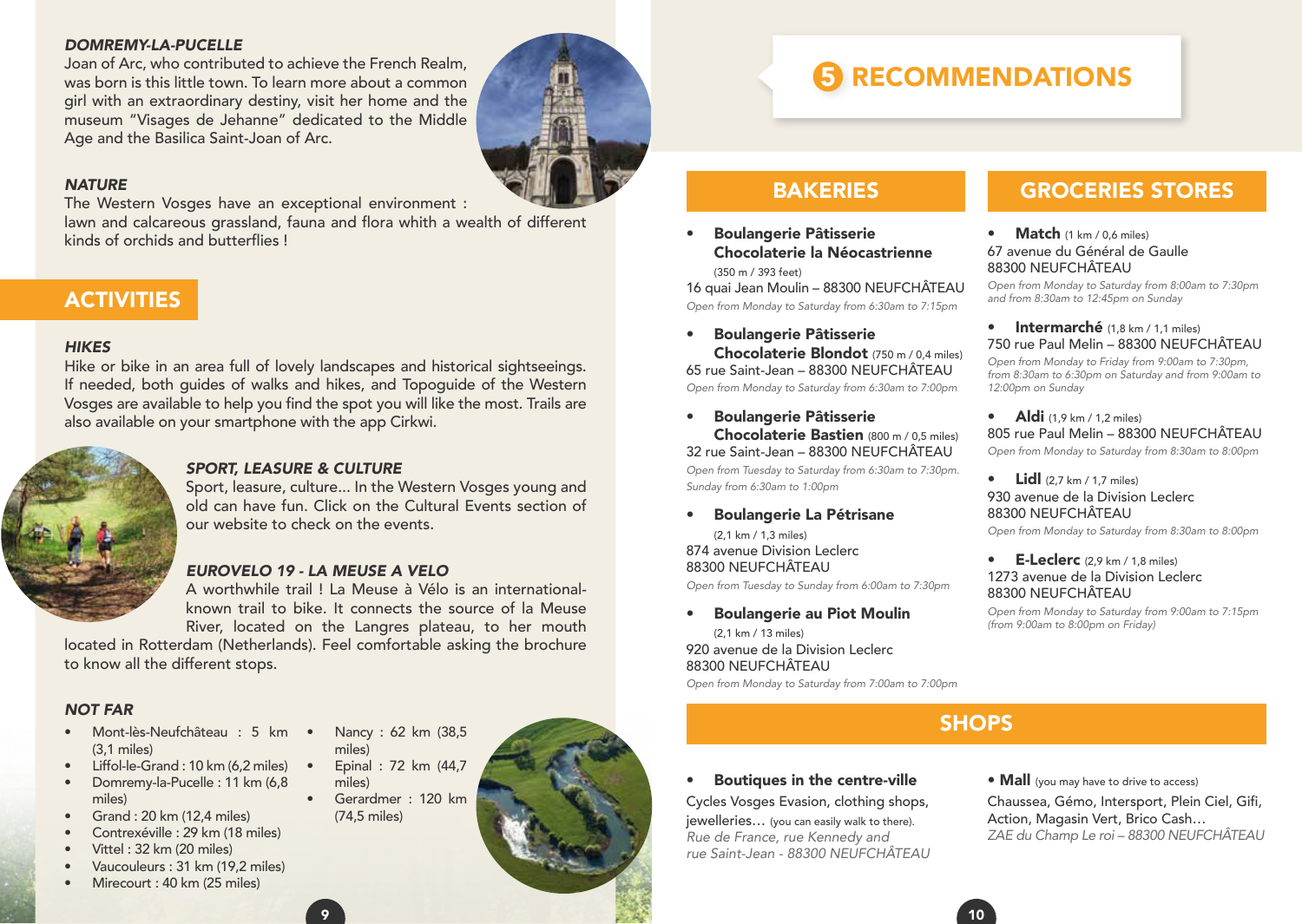### DOMREMY-LA-PUCELLE

Joan of Arc, who contributed to achieve the French Realm, was born is this little town. To learn more about a common girl with an extraordinary destiny, visit her home and the museum "Visages de Jehanne" dedicated to the Middle Age and the Basilica Saint-Joan of Arc.

### NATURE

The Western Vosges have an exceptional environment : lawn and calcareous grassland, fauna and flora whith a wealth of different kinds of orchids and butterflies !

## ACTIVITIES

### HIKES

Hike or bike in an area full of lovely landscapes and historical sightseeings. If needed, both guides of walks and hikes, and Topoguide of the Western Vosges are available to help you find the spot you will like the most. Trails are also available on your smartphone with the app Cirkwi.

### SPORT, LEASURE & CULTURE

Sport, leasure, culture... In the Western Vosges young and old can have fun. Click on the Cultural Events section of our website to check on the events.

### EUROVELO 19 - LA MEUSE A VELO

A worthwhile trail ! La Meuse à Vélo is an international-known trail to bike. It connects the source of la Meuse River, located on the Langres plateau, to her mouth located in Rotterdam (Netherlands). Feel comfortable asking the brochure to know all the different stops.

### NOT FAR

- Mont-lès-Neufchâteau : 5 km (3,1 miles)
- Liffol-le-Grand : 10 km (6,2 miles)
- Domremy-la-Pucelle : 11 km (6,8 miles)
- Grand : 20 km (12,4 miles)
- Contrexéville : 29 km (18 miles)
- Vittel : 32 km (20 miles)
- Vaucouleurs : 31 km (19,2 miles)
- Mirecourt : 40 km (25 miles)
- Nancy : 62 km (38,5 miles)
- Epinal : 72 km (44,7 miles)
- Gerardmer : 120 km (74,5 miles)

# 5 RECOMMENDATIONS

## BAKERIES

- **Boulangerie Pâtisserie Chocolaterie la Néocastrienne** (350 m / 393 feet)
  16 quai Jean Moulin – 88300 NEUFCHÂTEAU
  *Open from Monday to Saturday from 6:30am to 7:15pm*
- **Boulangerie Pâtisserie Chocolaterie Blondot** (750 m / 0,4 miles)
  65 rue Saint-Jean – 88300 NEUFCHÂTEAU
  *Open from Monday to Saturday from 6:30am to 7:00pm*
- **Boulangerie Pâtisserie Chocolaterie Bastien** (800 m / 0,5 miles)
  32 rue Saint-Jean – 88300 NEUFCHÂTEAU
  *Open from Tuesday to Saturday from 6:30am to 7:30pm. Sunday from 6:30am to 1:00pm*
- **Boulangerie La Pétrisane** (2,1 km / 1,3 miles)
  874 avenue Division Leclerc
  88300 NEUFCHÂTEAU
  *Open from Tuesday to Sunday from 6:00am to 7:30pm*
- **Boulangerie au Piot Moulin** (2,1 km / 13 miles)
  920 avenue de la Division Leclerc
  88300 NEUFCHÂTEAU
  *Open from Monday to Saturday from 7:00am to 7:00pm*

## GROCERIES STORES

- **Match** (1 km / 0,6 miles)
  67 avenue du Général de Gaulle
  88300 NEUFCHÂTEAU
  *Open from Monday to Saturday from 8:00am to 7:30pm and from 8:30am to 12:45pm on Sunday*
- **Intermarché** (1,8 km / 1,1 miles)
  750 rue Paul Melin – 88300 NEUFCHÂTEAU
  *Open from Monday to Friday from 9:00am to 7:30pm, from 8:30am to 6:30pm on Saturday and from 9:00am to 12:00pm on Sunday*
- **Aldi** (1,9 km / 1,2 miles)
  805 rue Paul Melin – 88300 NEUFCHÂTEAU
  *Open from Monday to Saturday from 8:30am to 8:00pm*
- **Lidl** (2,7 km / 1,7 miles)
  930 avenue de la Division Leclerc
  88300 NEUFCHÂTEAU
  *Open from Monday to Saturday from 8:30am to 8:00pm*
- **E-Leclerc** (2,9 km / 1,8 miles)
  1273 avenue de la Division Leclerc
  88300 NEUFCHÂTEAU
  *Open from Monday to Saturday from 9:00am to 7:15pm (from 9:00am to 8:00pm on Friday)*

## SHOPS

- **Boutiques in the centre-ville**
  Cycles Vosges Evasion, clothing shops, jewelleries… (you can easily walk to there).
  *Rue de France, rue Kennedy and rue Saint-Jean - 88300 NEUFCHÂTEAU*
- **Mall** (you may have to drive to access)
  Chaussea, Gémo, Intersport, Plein Ciel, Gifi, Action, Magasin Vert, Brico Cash…
  *ZAE du Champ Le roi – 88300 NEUFCHÂTEAU*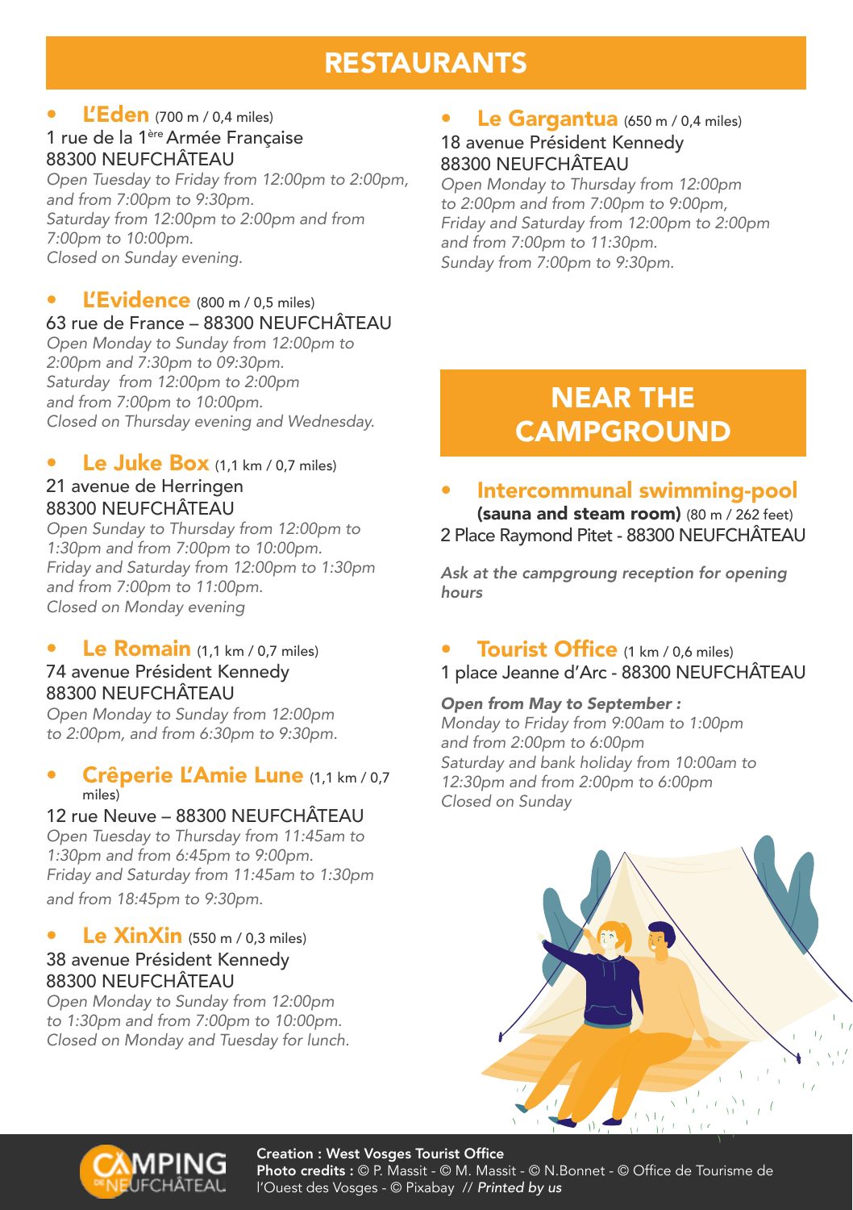# RESTAURANTS

- **L'Eden** (700 m / 0,4 miles)

1 rue de la 1[ère] Armée Française
88300 NEUFCHÂTEAU
*Open Tuesday to Friday from 12:00pm to 2:00pm, and from 7:00pm to 9:30pm.*
*Saturday from 12:00pm to 2:00pm and from 7:00pm to 10:00pm.*
*Closed on Sunday evening.*

- **L'Evidence** (800 m / 0,5 miles)

63 rue de France – 88300 NEUFCHÂTEAU
*Open Monday to Sunday from 12:00pm to 2:00pm and 7:30pm to 09:30pm.*
*Saturday from 12:00pm to 2:00pm and from 7:00pm to 10:00pm.*
*Closed on Thursday evening and Wednesday.*

- **Le Juke Box** (1,1 km / 0,7 miles)

21 avenue de Herringen
88300 NEUFCHÂTEAU
*Open Sunday to Thursday from 12:00pm to 1:30pm and from 7:00pm to 10:00pm.*
*Friday and Saturday from 12:00pm to 1:30pm and from 7:00pm to 11:00pm.*
*Closed on Monday evening*

- **Le Romain** (1,1 km / 0,7 miles)

74 avenue Président Kennedy
88300 NEUFCHÂTEAU
*Open Monday to Sunday from 12:00pm to 2:00pm, and from 6:30pm to 9:30pm.*

- **Crêperie L'Amie Lune** (1,1 km / 0,7 miles)

12 rue Neuve – 88300 NEUFCHÂTEAU
*Open Tuesday to Thursday from 11:45am to 1:30pm and from 6:45pm to 9:00pm.*
*Friday and Saturday from 11:45am to 1:30pm and from 18:45pm to 9:30pm.*

- **Le XinXin** (550 m / 0,3 miles)

38 avenue Président Kennedy
88300 NEUFCHÂTEAU
*Open Monday to Sunday from 12:00pm to 1:30pm and from 7:00pm to 10:00pm.*
*Closed on Monday and Tuesday for lunch.*

- **Le Gargantua** (650 m / 0,4 miles)

18 avenue Président Kennedy
88300 NEUFCHÂTEAU
*Open Monday to Thursday from 12:00pm to 2:00pm and from 7:00pm to 9:00pm,*
*Friday and Saturday from 12:00pm to 2:00pm and from 7:00pm to 11:30pm.*
*Sunday from 7:00pm to 9:30pm.*

# NEAR THE CAMPGROUND

- **Intercommunal swimming-pool (sauna and steam room)** (80 m / 262 feet)

2 Place Raymond Pitet - 88300 NEUFCHÂTEAU

*Ask at the campgroung reception for opening hours*

- **Tourist Office** (1 km / 0,6 miles)

1 place Jeanne d'Arc - 88300 NEUFCHÂTEAU

***Open from May to September :***
*Monday to Friday from 9:00am to 1:00pm and from 2:00pm to 6:00pm*
*Saturday and bank holiday from 10:00am to 12:30pm and from 2:00pm to 6:00pm*
*Closed on Sunday*

CAMPING DE NEUFCHÂTEAU

**Creation : West Vosges Tourist Office**
**Photo credits :** © P. Massit - © M. Massit - © N.Bonnet - © Office de Tourisme de l'Ouest des Vosges - © Pixabay // *Printed by us*